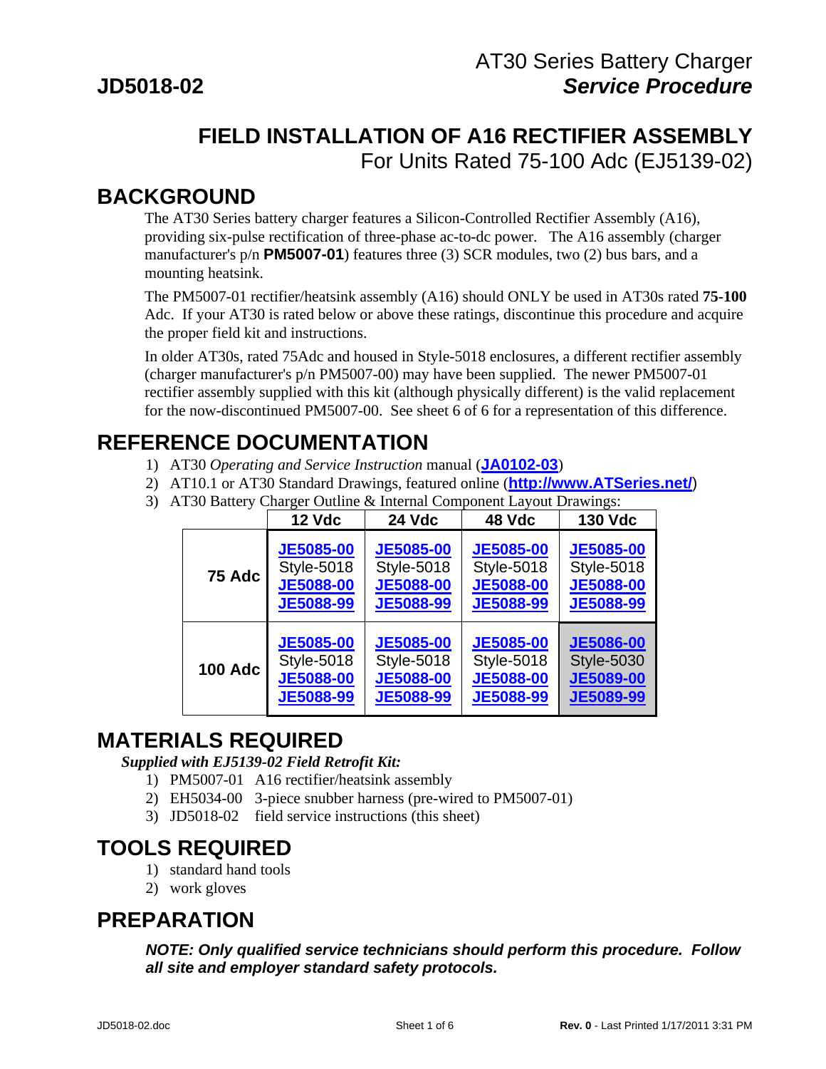JD5018-02

AT30 Series Battery Charger
***Service Procedure***

# FIELD INSTALLATION OF A16 RECTIFIER ASSEMBLY

For Units Rated 75-100 Adc (EJ5139-02)

## BACKGROUND

The AT30 Series battery charger features a Silicon-Controlled Rectifier Assembly (A16), providing six-pulse rectification of three-phase ac-to-dc power. The A16 assembly (charger manufacturer's p/n **PM5007-01**) features three (3) SCR modules, two (2) bus bars, and a mounting heatsink.

The PM5007-01 rectifier/heatsink assembly (A16) should ONLY be used in AT30s rated **75-100** Adc. If your AT30 is rated below or above these ratings, discontinue this procedure and acquire the proper field kit and instructions.

In older AT30s, rated 75Adc and housed in Style-5018 enclosures, a different rectifier assembly (charger manufacturer's p/n PM5007-00) may have been supplied. The newer PM5007-01 rectifier assembly supplied with this kit (although physically different) is the valid replacement for the now-discontinued PM5007-00. See sheet 6 of 6 for a representation of this difference.

## REFERENCE DOCUMENTATION

1) AT30 *Operating and Service Instruction* manual (**JA0102-03**)
2) AT10.1 or AT30 Standard Drawings, featured online (**http://www.ATSeries.net/**)
3) AT30 Battery Charger Outline & Internal Component Layout Drawings:

| | 12 Vdc | 24 Vdc | 48 Vdc | 130 Vdc |
|---|---|---|---|---|
| **75 Adc** | JE5085-00<br>Style-5018<br>JE5088-00<br>JE5088-99 | JE5085-00<br>Style-5018<br>JE5088-00<br>JE5088-99 | JE5085-00<br>Style-5018<br>JE5088-00<br>JE5088-99 | JE5085-00<br>Style-5018<br>JE5088-00<br>JE5088-99 |
| **100 Adc** | JE5085-00<br>Style-5018<br>JE5088-00<br>JE5088-99 | JE5085-00<br>Style-5018<br>JE5088-00<br>JE5088-99 | JE5085-00<br>Style-5018<br>JE5088-00<br>JE5088-99 | JE5086-00<br>Style-5030<br>JE5089-00<br>JE5089-99 |

## MATERIALS REQUIRED

***Supplied with EJ5139-02 Field Retrofit Kit:***

1) PM5007-01 A16 rectifier/heatsink assembly
2) EH5034-00 3-piece snubber harness (pre-wired to PM5007-01)
3) JD5018-02 field service instructions (this sheet)

## TOOLS REQUIRED

1) standard hand tools
2) work gloves

## PREPARATION

***NOTE: Only qualified service technicians should perform this procedure. Follow all site and employer standard safety protocols.***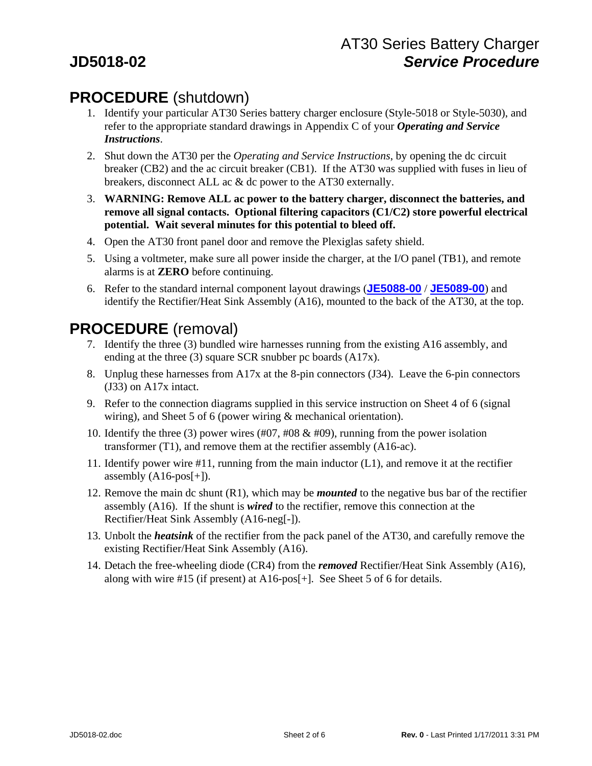## PROCEDURE (shutdown)

1. Identify your particular AT30 Series battery charger enclosure (Style-5018 or Style-5030), and refer to the appropriate standard drawings in Appendix C of your ***Operating and Service Instructions***.
2. Shut down the AT30 per the *Operating and Service Instructions*, by opening the dc circuit breaker (CB2) and the ac circuit breaker (CB1). If the AT30 was supplied with fuses in lieu of breakers, disconnect ALL ac & dc power to the AT30 externally.
3. **WARNING: Remove ALL ac power to the battery charger, disconnect the batteries, and remove all signal contacts. Optional filtering capacitors (C1/C2) store powerful electrical potential. Wait several minutes for this potential to bleed off.**
4. Open the AT30 front panel door and remove the Plexiglas safety shield.
5. Using a voltmeter, make sure all power inside the charger, at the I/O panel (TB1), and remote alarms is at **ZERO** before continuing.
6. Refer to the standard internal component layout drawings (**JE5088-00** / **JE5089-00**) and identify the Rectifier/Heat Sink Assembly (A16), mounted to the back of the AT30, at the top.

## PROCEDURE (removal)

7. Identify the three (3) bundled wire harnesses running from the existing A16 assembly, and ending at the three (3) square SCR snubber pc boards (A17x).
8. Unplug these harnesses from A17x at the 8-pin connectors (J34). Leave the 6-pin connectors (J33) on A17x intact.
9. Refer to the connection diagrams supplied in this service instruction on Sheet 4 of 6 (signal wiring), and Sheet 5 of 6 (power wiring & mechanical orientation).
10. Identify the three (3) power wires (#07, #08 & #09), running from the power isolation transformer (T1), and remove them at the rectifier assembly (A16-ac).
11. Identify power wire #11, running from the main inductor (L1), and remove it at the rectifier assembly (A16-pos[+]).
12. Remove the main dc shunt (R1), which may be ***mounted*** to the negative bus bar of the rectifier assembly (A16). If the shunt is ***wired*** to the rectifier, remove this connection at the Rectifier/Heat Sink Assembly (A16-neg[-]).
13. Unbolt the ***heatsink*** of the rectifier from the pack panel of the AT30, and carefully remove the existing Rectifier/Heat Sink Assembly (A16).
14. Detach the free-wheeling diode (CR4) from the ***removed*** Rectifier/Heat Sink Assembly (A16), along with wire #15 (if present) at A16-pos[+]. See Sheet 5 of 6 for details.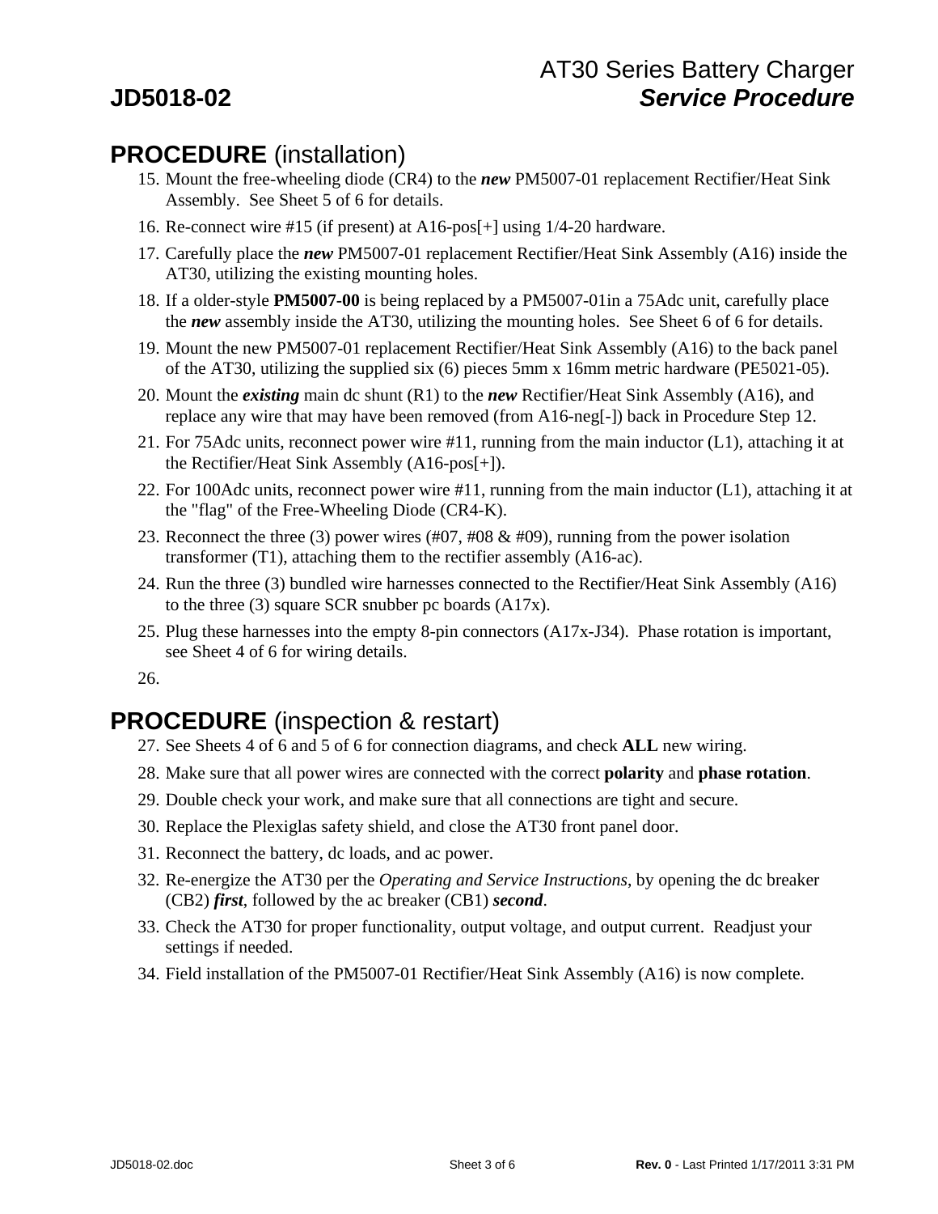## **PROCEDURE** (installation)

15. Mount the free-wheeling diode (CR4) to the ***new*** PM5007-01 replacement Rectifier/Heat Sink Assembly. See Sheet 5 of 6 for details.
16. Re-connect wire #15 (if present) at A16-pos[+] using 1/4-20 hardware.
17. Carefully place the ***new*** PM5007-01 replacement Rectifier/Heat Sink Assembly (A16) inside the AT30, utilizing the existing mounting holes.
18. If a older-style **PM5007-00** is being replaced by a PM5007-01in a 75Adc unit, carefully place the ***new*** assembly inside the AT30, utilizing the mounting holes. See Sheet 6 of 6 for details.
19. Mount the new PM5007-01 replacement Rectifier/Heat Sink Assembly (A16) to the back panel of the AT30, utilizing the supplied six (6) pieces 5mm x 16mm metric hardware (PE5021-05).
20. Mount the ***existing*** main dc shunt (R1) to the ***new*** Rectifier/Heat Sink Assembly (A16), and replace any wire that may have been removed (from A16-neg[-]) back in Procedure Step 12.
21. For 75Adc units, reconnect power wire #11, running from the main inductor (L1), attaching it at the Rectifier/Heat Sink Assembly (A16-pos[+]).
22. For 100Adc units, reconnect power wire #11, running from the main inductor (L1), attaching it at the "flag" of the Free-Wheeling Diode (CR4-K).
23. Reconnect the three (3) power wires (#07, #08 & #09), running from the power isolation transformer (T1), attaching them to the rectifier assembly (A16-ac).
24. Run the three (3) bundled wire harnesses connected to the Rectifier/Heat Sink Assembly (A16) to the three (3) square SCR snubber pc boards (A17x).
25. Plug these harnesses into the empty 8-pin connectors (A17x-J34). Phase rotation is important, see Sheet 4 of 6 for wiring details.
26. 

## **PROCEDURE** (inspection & restart)

27. See Sheets 4 of 6 and 5 of 6 for connection diagrams, and check **ALL** new wiring.
28. Make sure that all power wires are connected with the correct **polarity** and **phase rotation**.
29. Double check your work, and make sure that all connections are tight and secure.
30. Replace the Plexiglas safety shield, and close the AT30 front panel door.
31. Reconnect the battery, dc loads, and ac power.
32. Re-energize the AT30 per the *Operating and Service Instructions*, by opening the dc breaker (CB2) ***first***, followed by the ac breaker (CB1) ***second***.
33. Check the AT30 for proper functionality, output voltage, and output current. Readjust your settings if needed.
34. Field installation of the PM5007-01 Rectifier/Heat Sink Assembly (A16) is now complete.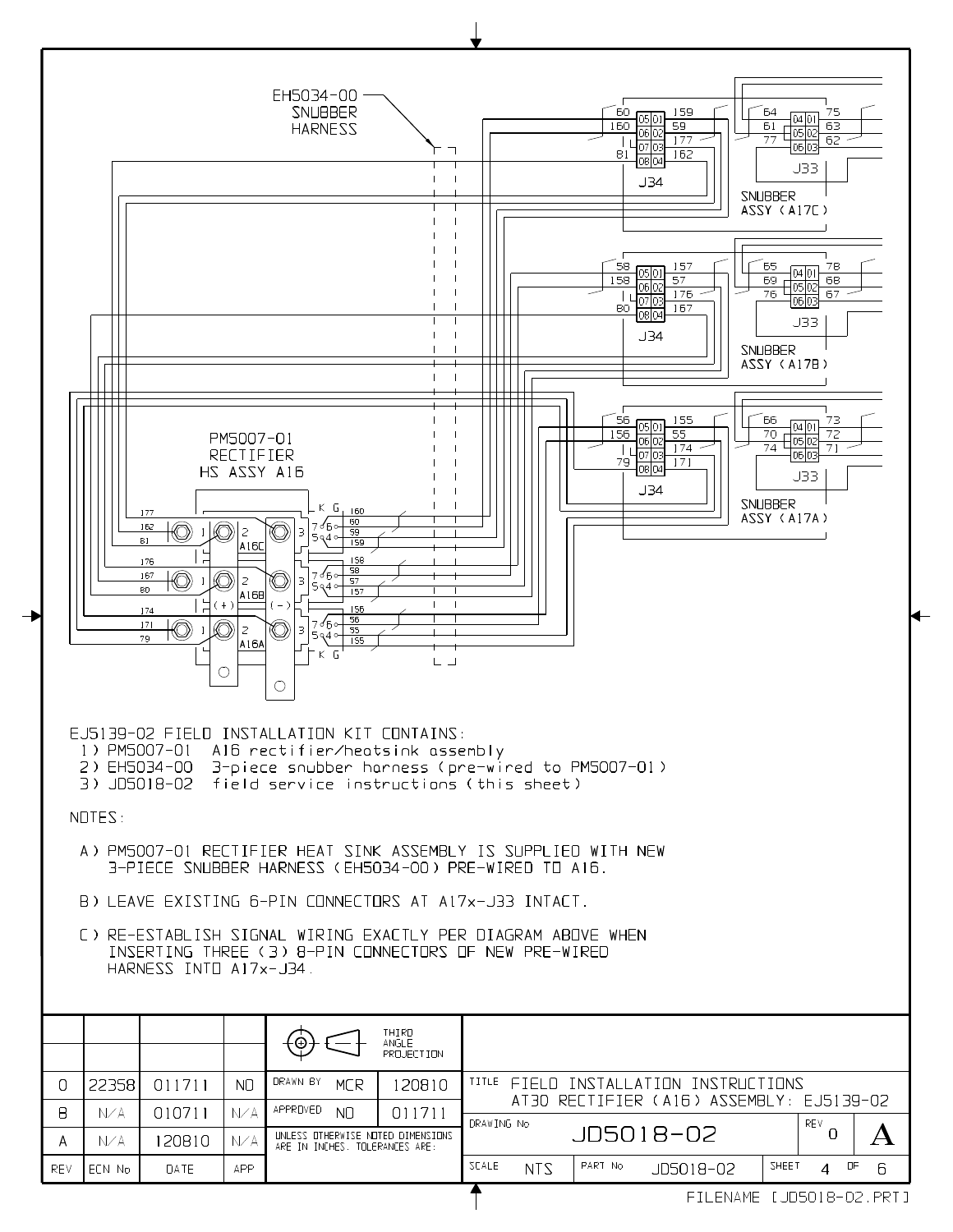EH5034-00 SNUBBER HARNESS

PM5007-01 RECTIFIER HS ASSY A16

SNUBBER ASSY (A17C)

SNUBBER ASSY (A17B)

SNUBBER ASSY (A17A)

EJ5139-02 FIELD INSTALLATION KIT CONTAINS:

1) PM5007-01 A16 rectifier/heatsink assembly
2) EH5034-00 3-piece snubber harness (pre-wired to PM5007-01)
3) JD5018-02 field service instructions (this sheet)

NOTES:

A) PM5007-01 RECTIFIER HEAT SINK ASSEMBLY IS SUPPLIED WITH NEW 3-PIECE SNUBBER HARNESS (EH5034-00) PRE-WIRED TO A16.

B) LEAVE EXISTING 6-PIN CONNECTORS AT A17x-J33 INTACT.

C) RE-ESTABLISH SIGNAL WIRING EXACTLY PER DIAGRAM ABOVE WHEN INSERTING THREE (3) 8-PIN CONNECTORS OF NEW PRE-WIRED HARNESS INTO A17x-J34.

| REV | ECN No | DATE | APP |
|---|---|---|---|
| 0 | 22358 | 011711 | NO |
| B | N/A | 010711 | N/A |
| A | N/A | 120810 | N/A |

THIRD ANGLE PROJECTION

DRAWN BY: MCR 120810
APPROVED: NO 011711

UNLESS OTHERWISE NOTED DIMENSIONS ARE IN INCHES. TOLERANCES ARE:

TITLE: FIELD INSTALLATION INSTRUCTIONS AT30 RECTIFIER (A16) ASSEMBLY: EJ5139-02

DRAWING No: JD5018-02 REV 0 A

SCALE: NTS PART No: JD5018-02 SHEET 4 OF 6

FILENAME [JD5018-02.PRT]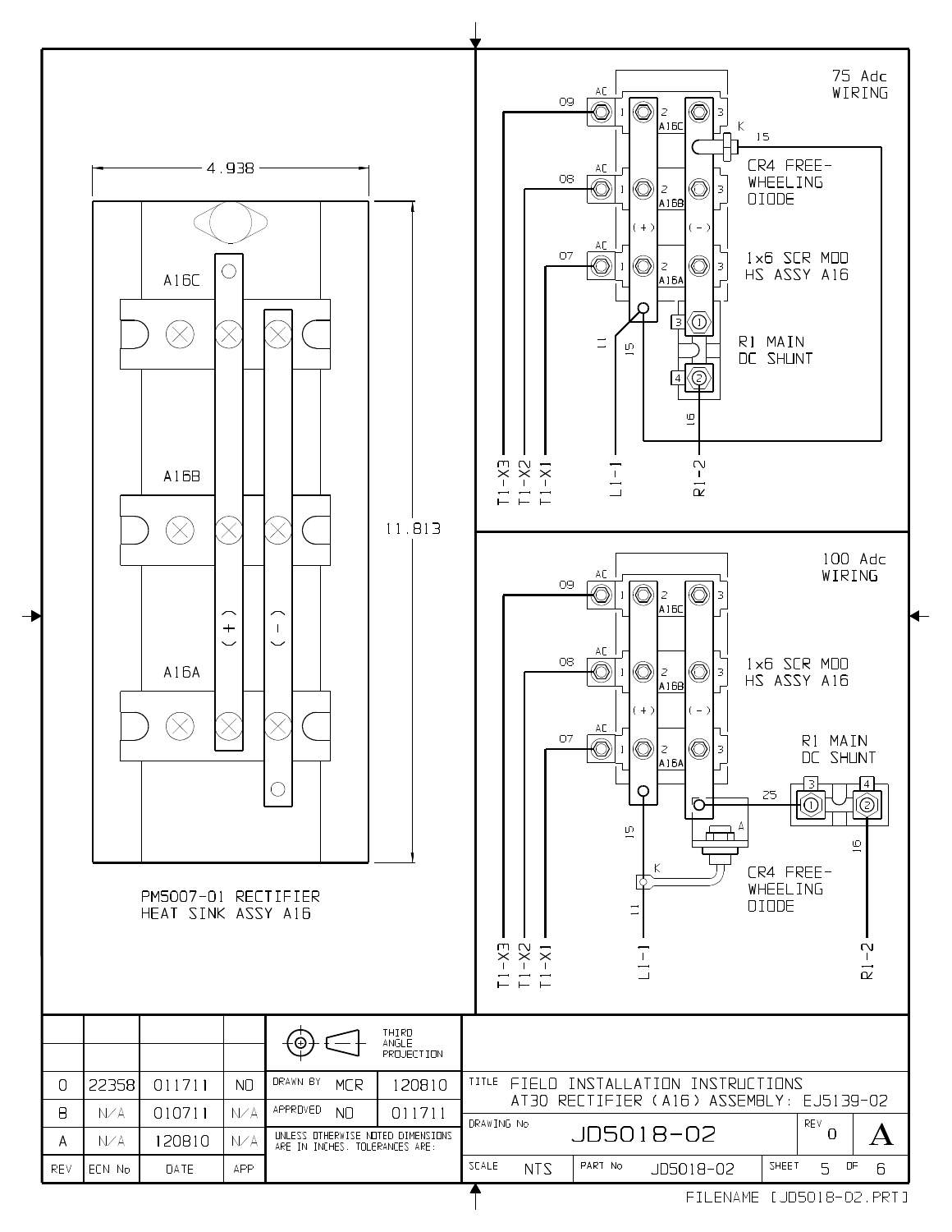## PM5007-01 RECTIFIER HEAT SINK ASSY A16

4.938

11.813

A16C

A16B

A16A

(+)

(-)

## 75 Adc WIRING

AC 09 1 2 A16C 3

K 15

CR4 FREE-WHEELING DIODE

AC 08 1 2 A16B 3

(+) (-)

AC 07 1 2 A16A 3

1x6 SCR MOD HS ASSY A16

3 ① R1 MAIN DC SHUNT

4 ②

11 15 16

T1-X3 T1-X2 T1-X1 L1-1 R1-2

## 100 Adc WIRING

AC 09 1 2 A16C 3

AC 08 1 2 A16B 3

1x6 SCR MOD HS ASSY A16

(+) (-)

AC 07 1 2 A16A 3

R1 MAIN DC SHUNT

3 4 25 ① ②

A

K

15 11 16

CR4 FREE-WHEELING DIODE

T1-X3 T1-X2 T1-X1 L1-1 R1-2

| REV | ECN No | DATE | APP |
|---|---|---|---|
| 0 | 22358 | 011711 | NO |
| B | N/A | 010711 | N/A |
| A | N/A | 120810 | N/A |

THIRD ANGLE PROJECTION

| | | |
|---|---|---|
| DRAWN BY | MCR | 120810 |
| APPROVED | NO | 011711 |

UNLESS OTHERWISE NOTED DIMENSIONS ARE IN INCHES. TOLERANCES ARE:

TITLE FIELD INSTALLATION INSTRUCTIONS AT30 RECTIFIER (A16) ASSEMBLY: EJ5139-02

DRAWING No JD5018-02 REV 0 A

SCALE NTS PART No JD5018-02 SHEET 5 OF 6

FILENAME [JD5018-02.PRT]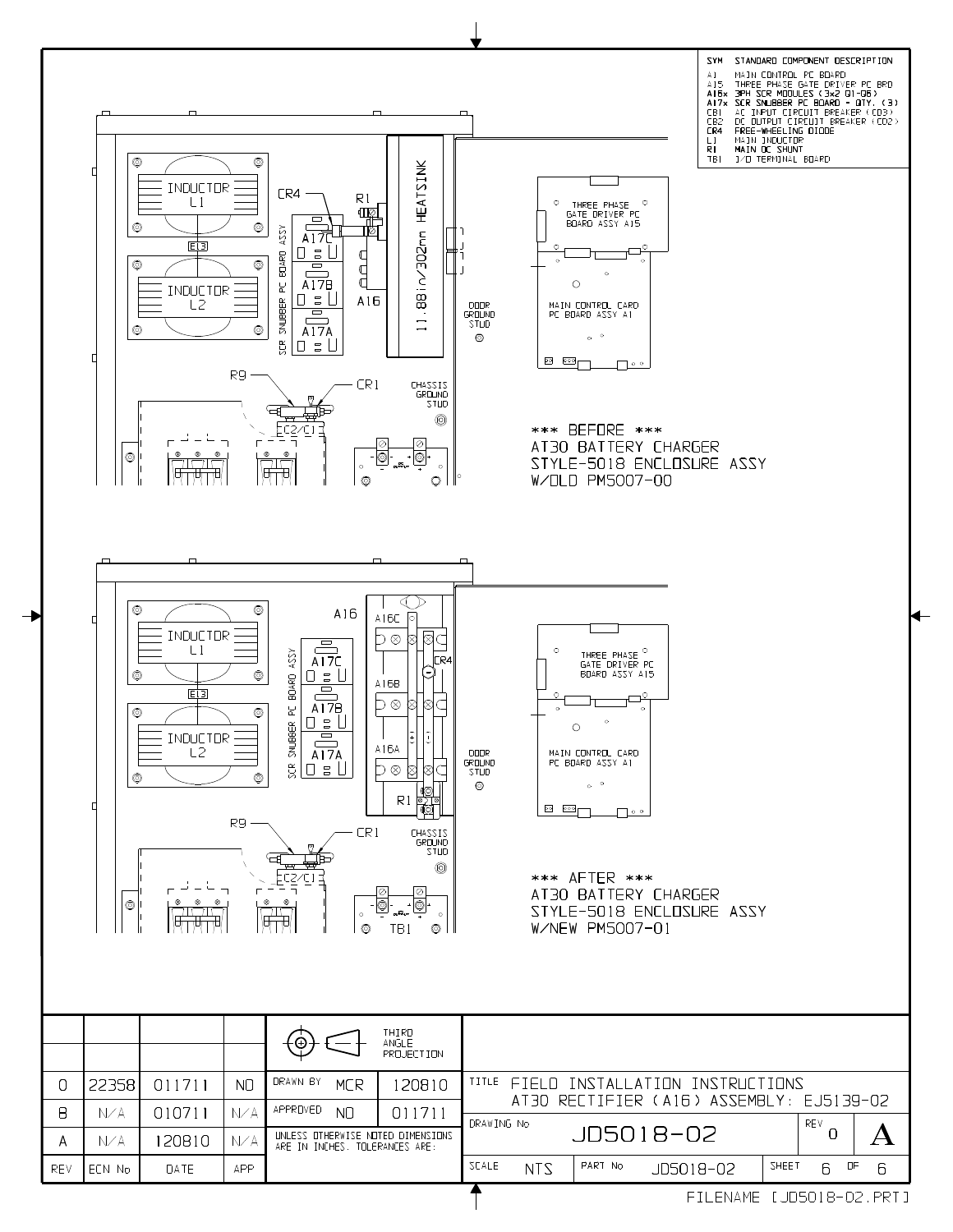| SYM | STANDARD COMPONENT DESCRIPTION |
|---|---|
| A1 | MAIN CONTROL PC BOARD |
| A15 | THREE PHASE GATE DRIVER PC BRD |
| A16x | 3PH SCR MODULES (3x2 Q1-Q6) |
| A17x | SCR SNUBBER PC BOARD - QTY. (3) |
| CB1 | AC INPUT CIRCUIT BREAKER (CO3) |
| CB2 | DC OUTPUT CIRCUIT BREAKER (CO2) |
| CR4 | FREE-WHEELING DIODE |
| L1 | MAIN INDUCTOR |
| R1 | MAIN DC SHUNT |
| TB1 | I/O TERMINAL BOARD |

INDUCTOR L1
INDUCTOR L2
E13
CR4
R1
A17C
A17B
A17A
SCR SNUBBER PC BOARD ASSY
A16
11.88in/302mm HEATSINK
DOOR GROUND STUD
THREE PHASE GATE DRIVER PC BOARD ASSY A15
MAIN CONTROL CARD PC BOARD ASSY A1
R9
CR1
CHASSIS GROUND STUD
C2/C1

\*\*\* BEFORE \*\*\*
AT30 BATTERY CHARGER
STYLE-5018 ENCLOSURE ASSY
W/OLD PM5007-00

INDUCTOR L1
INDUCTOR L2
E13
A16
A16C
A16B
A16A
CR4
R1
A17C
A17B
A17A
SCR SNUBBER PC BOARD ASSY
DOOR GROUND STUD
THREE PHASE GATE DRIVER PC BOARD ASSY A15
MAIN CONTROL CARD PC BOARD ASSY A1
R9
CR1
CHASSIS GROUND STUD
C2/C1
TB1

\*\*\* AFTER \*\*\*
AT30 BATTERY CHARGER
STYLE-5018 ENCLOSURE ASSY
W/NEW PM5007-01

| REV | ECN No | DATE | APP |
|---|---|---|---|
| 0 | 22358 | 011711 | ND |
| B | N/A | 010711 | N/A |
| A | N/A | 120810 | N/A |

THIRD ANGLE PROJECTION

DRAWN BY: MCR 120810
APPROVED: ND 011711
UNLESS OTHERWISE NOTED DIMENSIONS ARE IN INCHES. TOLERANCES ARE:

TITLE: FIELD INSTALLATION INSTRUCTIONS AT30 RECTIFIER (A16) ASSEMBLY: EJ5139-02
DRAWING No: JD5018-02
REV: 0
SIZE: A
SCALE: NTS
PART No: JD5018-02
SHEET 6 OF 6

FILENAME [JD5018-02.PRT]